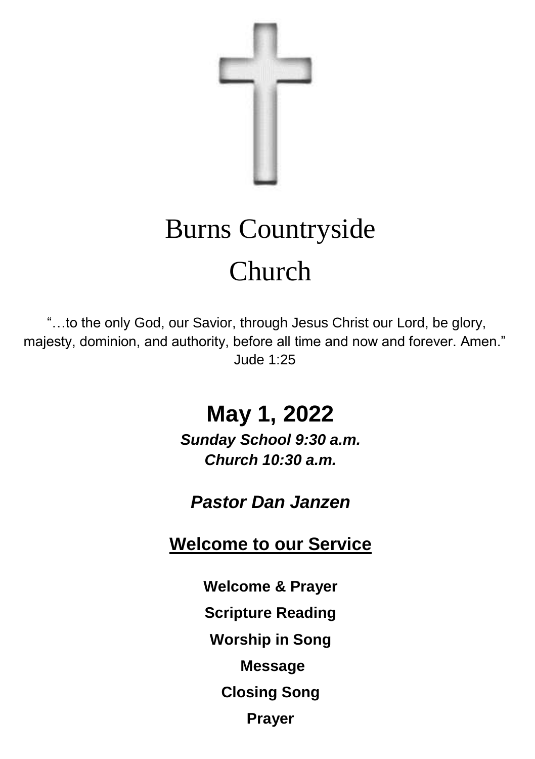# Burns Countryside Church

"…to the only God, our Savior, through Jesus Christ our Lord, be glory, majesty, dominion, and authority, before all time and now and forever. Amen." Jude 1:25

## May 1, 2022

***Sunday School 9:30 a.m.***
***Church 10:30 a.m.***

***Pastor Dan Janzen***

## Welcome to our Service

**Welcome & Prayer**

**Scripture Reading**

**Worship in Song**

**Message**

**Closing Song**

**Prayer**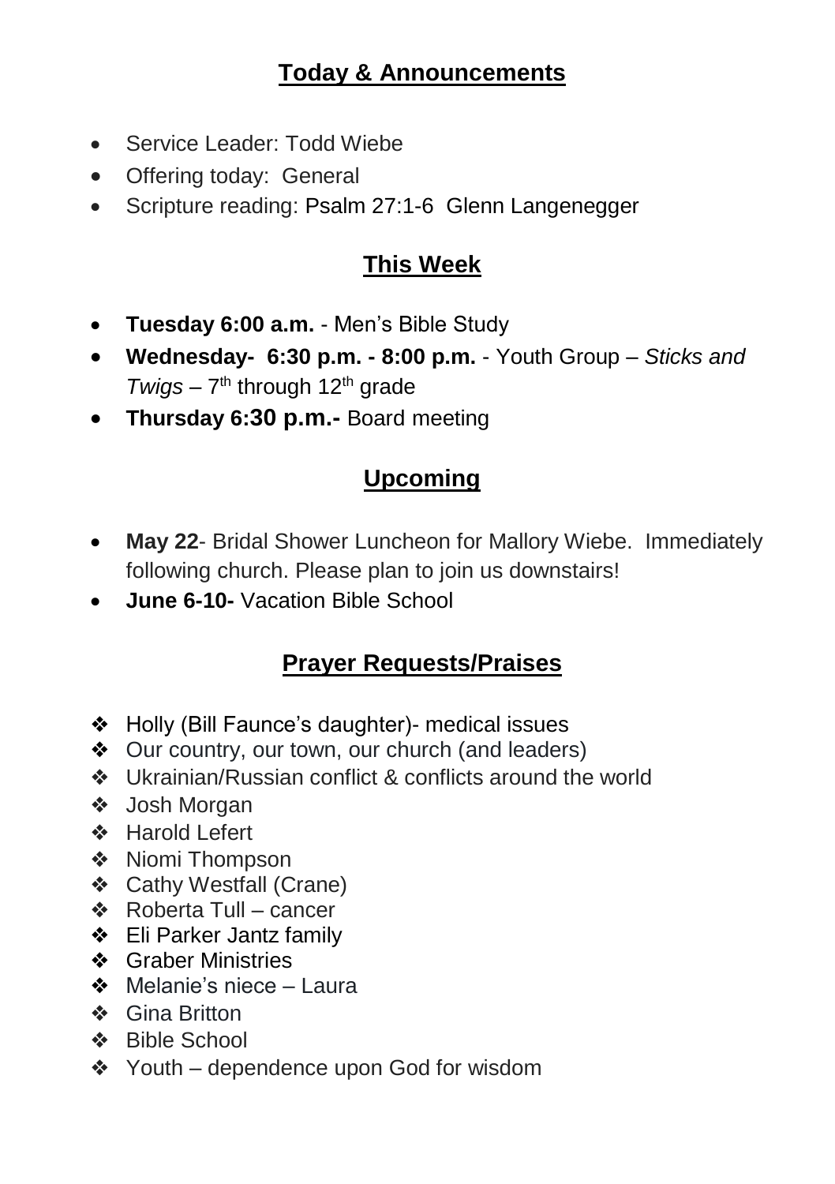## Today & Announcements

- Service Leader: Todd Wiebe
- Offering today: General
- Scripture reading: Psalm 27:1-6 Glenn Langenegger

## This Week

- **Tuesday 6:00 a.m.** - Men's Bible Study
- **Wednesday- 6:30 p.m. - 8:00 p.m.** - Youth Group – *Sticks and Twigs* – 7th through 12th grade
- **Thursday 6:30 p.m.-** Board meeting

## Upcoming

- **May 22**- Bridal Shower Luncheon for Mallory Wiebe. Immediately following church. Please plan to join us downstairs!
- **June 6-10-** Vacation Bible School

## Prayer Requests/Praises

- Holly (Bill Faunce's daughter)- medical issues
- Our country, our town, our church (and leaders)
- Ukrainian/Russian conflict & conflicts around the world
- Josh Morgan
- Harold Lefert
- Niomi Thompson
- Cathy Westfall (Crane)
- Roberta Tull – cancer
- Eli Parker Jantz family
- Graber Ministries
- Melanie's niece – Laura
- Gina Britton
- Bible School
- Youth – dependence upon God for wisdom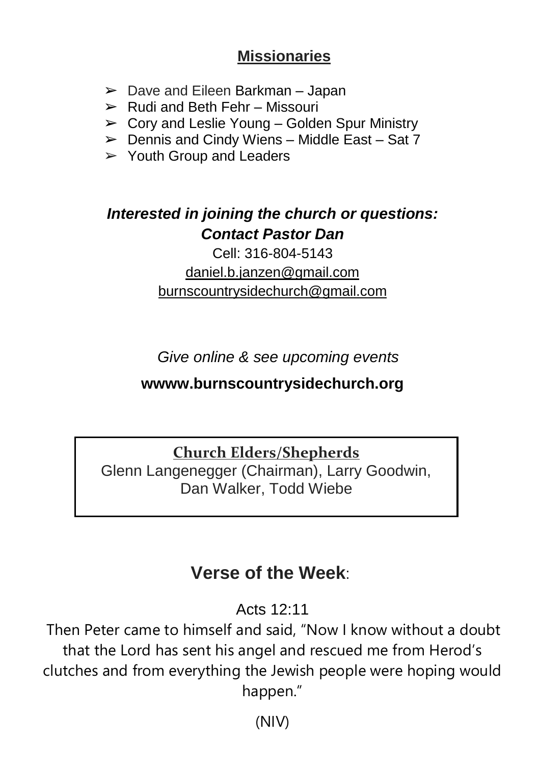## Missionaries

- Dave and Eileen Barkman – Japan
- Rudi and Beth Fehr – Missouri
- Cory and Leslie Young – Golden Spur Ministry
- Dennis and Cindy Wiens – Middle East – Sat 7
- Youth Group and Leaders

***Interested in joining the church or questions:***
***Contact Pastor Dan***

Cell: 316-804-5143
daniel.b.janzen@gmail.com
burnscountrysidechurch@gmail.com

*Give online & see upcoming events*

**wwww.burnscountrysidechurch.org**

**Church Elders/Shepherds**
Glenn Langenegger (Chairman), Larry Goodwin, Dan Walker, Todd Wiebe

## **Verse of the Week**:

Acts 12:11

Then Peter came to himself and said, "Now I know without a doubt that the Lord has sent his angel and rescued me from Herod's clutches and from everything the Jewish people were hoping would happen."

(NIV)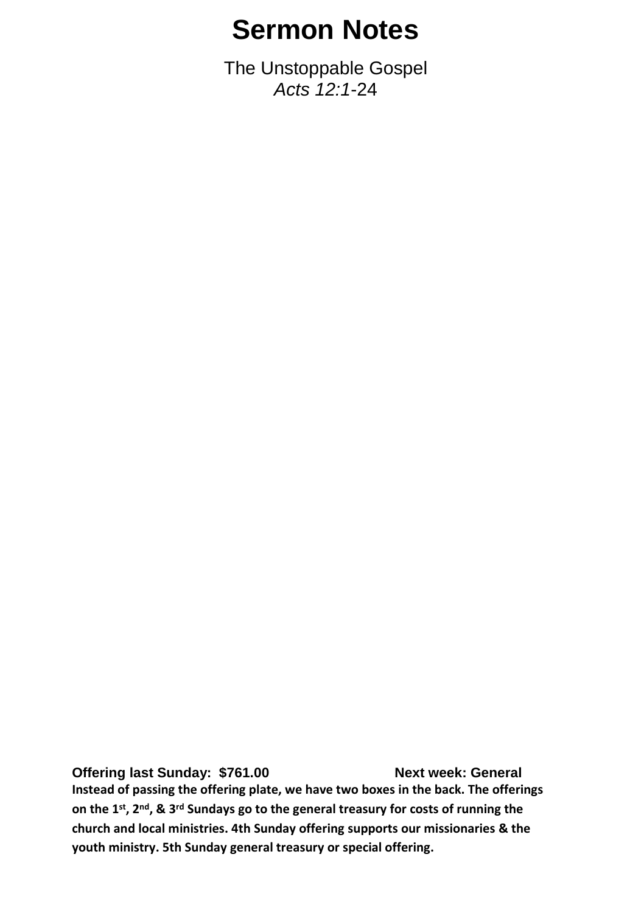# Sermon Notes

The Unstoppable Gospel
*Acts 12:1*-24

**Offering last Sunday: $761.00** **Next week: General**

**Instead of passing the offering plate, we have two boxes in the back. The offerings on the 1st, 2nd, & 3rd Sundays go to the general treasury for costs of running the church and local ministries. 4th Sunday offering supports our missionaries & the youth ministry. 5th Sunday general treasury or special offering.**